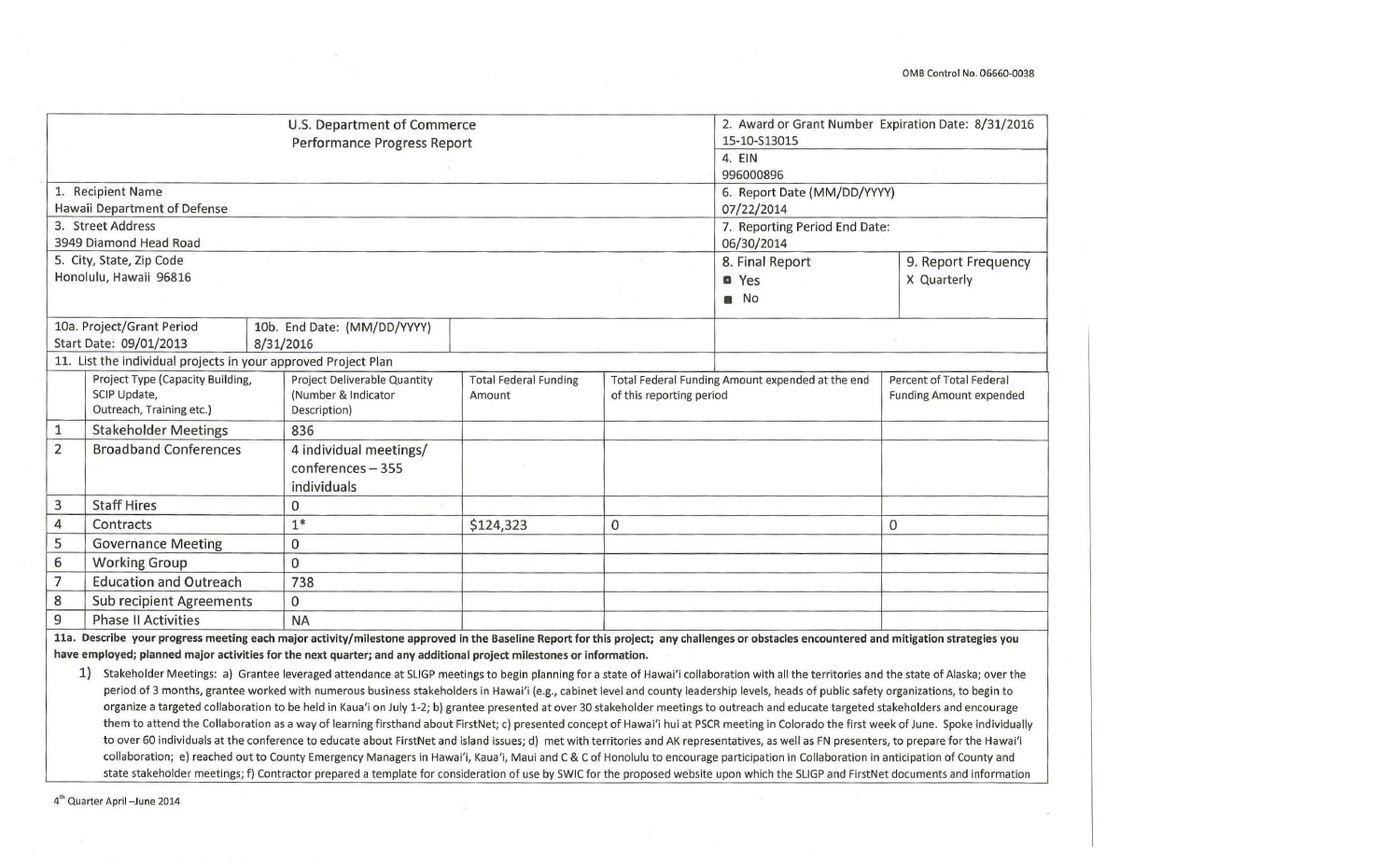OMB Control No. 06660-0038

| U.S. Department of Commerce Performance Progress Report | 2. Award or Grant Number Expiration Date: 8/31/2016 15-10-S13015 |
|---|---|
| | 4. EIN 996000896 |
| 1. Recipient Name Hawaii Department of Defense | 6. Report Date (MM/DD/YYYY) 07/22/2014 |
| 3. Street Address 3949 Diamond Head Road | 7. Reporting Period End Date: 06/30/2014 |
| 5. City, State, Zip Code Honolulu, Hawaii 96816 | 8. Final Report ◘ Yes ■ No / 9. Report Frequency X Quarterly |
| 10a. Project/Grant Period Start Date: 09/01/2013 / 10b. End Date: (MM/DD/YYYY) 8/31/2016 | |

11. List the individual projects in your approved Project Plan

| | Project Type (Capacity Building, SCIP Update, Outreach, Training etc.) | Project Deliverable Quantity (Number & Indicator Description) | Total Federal Funding Amount | Total Federal Funding Amount expended at the end of this reporting period | Percent of Total Federal Funding Amount expended |
|---|---|---|---|---|---|
| 1 | Stakeholder Meetings | 836 | | | |
| 2 | Broadband Conferences | 4 individual meetings/ conferences – 355 individuals | | | |
| 3 | Staff Hires | 0 | | | |
| 4 | Contracts | 1* | $124,323 | 0 | 0 |
| 5 | Governance Meeting | 0 | | | |
| 6 | Working Group | 0 | | | |
| 7 | Education and Outreach | 738 | | | |
| 8 | Sub recipient Agreements | 0 | | | |
| 9 | Phase II Activities | NA | | | |

**11a. Describe your progress meeting each major activity/milestone approved in the Baseline Report for this project; any challenges or obstacles encountered and mitigation strategies you have employed; planned major activities for the next quarter; and any additional project milestones or information.**

1) Stakeholder Meetings: a) Grantee leveraged attendance at SLIGP meetings to begin planning for a state of Hawai'i collaboration with all the territories and the state of Alaska; over the period of 3 months, grantee worked with numerous business stakeholders in Hawai'i (e.g., cabinet level and county leadership levels, heads of public safety organizations, to begin to organize a targeted collaboration to be held in Kaua'i on July 1-2; b) grantee presented at over 30 stakeholder meetings to outreach and educate targeted stakeholders and encourage them to attend the Collaboration as a way of learning firsthand about FirstNet; c) presented concept of Hawai'i hui at PSCR meeting in Colorado the first week of June. Spoke individually to over 60 individuals at the conference to educate about FirstNet and island issues; d) met with territories and AK representatives, as well as FN presenters, to prepare for the Hawai'i collaboration; e) reached out to County Emergency Managers in Hawai'i, Kaua'i, Maui and C & C of Honolulu to encourage participation in Collaboration in anticipation of County and state stakeholder meetings; f) Contractor prepared a template for consideration of use by SWIC for the proposed website upon which the SLIGP and FirstNet documents and information

4th Quarter April –June 2014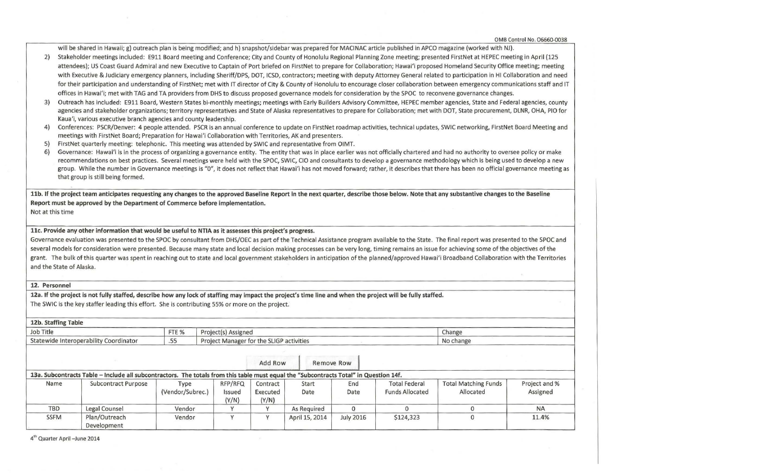will be shared in Hawaii; g) outreach plan is being modified; and h) snapshot/sidebar was prepared for MACINAC article published in APCO magazine (worked with NJ).

2) Stakeholder meetings included: E911 Board meeting and Conference; City and County of Honolulu Regional Planning Zone meeting; presented FirstNet at HEPEC meeting in April (125 attendees); US Coast Guard Admiral and new Executive to Captain of Port briefed on FirstNet to prepare for Collaboration; Hawai'i proposed Homeland Security Office meeting; meeting with Executive & Judiciary emergency planners, including Sheriff/DPS, DOT, ICSD, contractors; meeting with deputy Attorney General related to participation in HI Collaboration and need for their participation and understanding of FirstNet; met with IT director of City & County of Honolulu to encourage closer collaboration between emergency communications staff and IT offices in Hawai'i; met with TAG and TA providers from DHS to discuss proposed governance models for consideration by the SPOC to reconvene governance changes.
3) Outreach has included: E911 Board, Western States bi-monthly meetings; meetings with Early Builders Advisory Committee, HEPEC member agencies, State and Federal agencies, county agencies and stakeholder organizations; territory representatives and State of Alaska representatives to prepare for Collaboration; met with DOT, State procurement, DLNR, OHA, PIO for Kaua'i, various executive branch agencies and county leadership.
4) Conferences: PSCR/Denver: 4 people attended. PSCR is an annual conference to update on FirstNet roadmap activities, technical updates, SWIC networking, FirstNet Board Meeting and meetings with FirstNet Board; Preparation for Hawai'i Collaboration with Territories, AK and presenters.
5) FirstNet quarterly meeting: telephonic. This meeting was attended by SWIC and representative from OIMT.
6) Governance: Hawai'i is in the process of organizing a governance entity. The entity that was in place earlier was not officially chartered and had no authority to oversee policy or make recommendations on best practices. Several meetings were held with the SPOC, SWIC, CIO and consultants to develop a governance methodology which is being used to develop a new group. While the number in Governance meetings is "0", it does not reflect that Hawai'i has not moved forward; rather, it describes that there has been no official governance meeting as that group is still being formed.

**11b. If the project team anticipates requesting any changes to the approved Baseline Report in the next quarter, describe those below. Note that any substantive changes to the Baseline Report must be approved by the Department of Commerce before implementation.**

Not at this time

**11c. Provide any other information that would be useful to NTIA as it assesses this project's progress.**

Governance evaluation was presented to the SPOC by consultant from DHS/OEC as part of the Technical Assistance program available to the State. The final report was presented to the SPOC and several models for consideration were presented. Because many state and local decision making processes can be very long, timing remains an issue for achieving some of the objectives of the grant. The bulk of this quarter was spent in reaching out to state and local government stakeholders in anticipation of the planned/approved Hawai'i Broadband Collaboration with the Territories and the State of Alaska.

**12. Personnel**

**12a. If the project is not fully staffed, describe how any lack of staffing may impact the project's time line and when the project will be fully staffed.**

The SWIC is the key staffer leading this effort. She is contributing 55% or more on the project.

**12b. Staffing Table**

| Job Title | FTE % | Project(s) Assigned | Change |
|---|---|---|---|
| Statewide Interoperability Coordinator | .55 | Project Manager for the SLIGP activities | No change |

**13a. Subcontracts Table – Include all subcontractors. The totals from this table must equal the "Subcontracts Total" in Question 14f.**

| Name | Subcontract Purpose | Type (Vendor/Subrec.) | RFP/RFQ Issued (Y/N) | Contract Executed (Y/N) | Start Date | End Date | Total Federal Funds Allocated | Total Matching Funds Allocated | Project and % Assigned |
|---|---|---|---|---|---|---|---|---|---|
| TBD | Legal Counsel | Vendor | Y | Y | As Required | 0 | 0 | 0 | NA |
| SSFM | Plan/Outreach Development | Vendor | Y | Y | April 15, 2014 | July 2016 | $124,323 | 0 | 11.4% |

4th Quarter April –June 2014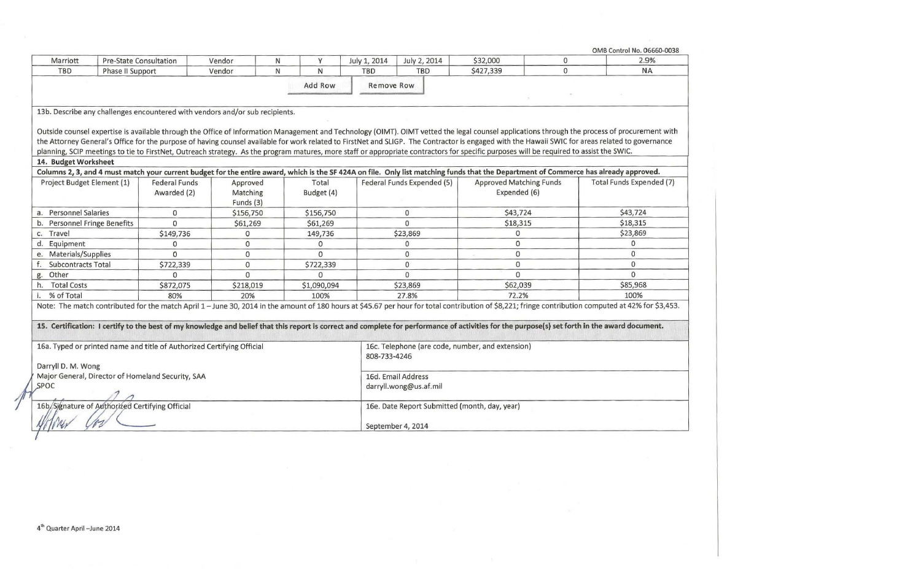OMB Control No. 06660-0038

| | | | | | | | | | |
|---|---|---|---|---|---|---|---|---|---|
| Marriott | Pre-State Consultation | Vendor | N | Y | July 1, 2014 | July 2, 2014 | $32,000 | 0 | 2.9% |
| TBD | Phase II Support | Vendor | N | N | TBD | TBD | $427,339 | 0 | NA |

Add Row | Remove Row

13b. Describe any challenges encountered with vendors and/or sub recipients.

Outside counsel expertise is available through the Office of Information Management and Technology (OIMT). OIMT vetted the legal counsel applications through the process of procurement with the Attorney General's Office for the purpose of having counsel available for work related to FirstNet and SLIGP. The Contractor is engaged with the Hawaii SWIC for areas related to governance planning, SCIP meetings to tie to FirstNet, Outreach strategy. As the program matures, more staff or appropriate contractors for specific purposes will be required to assist the SWIC.

**14. Budget Worksheet**

**Columns 2, 3, and 4 must match your current budget for the entire award, which is the SF 424A on file. Only list matching funds that the Department of Commerce has already approved.**

| Project Budget Element (1) | Federal Funds Awarded (2) | Approved Matching Funds (3) | Total Budget (4) | Federal Funds Expended (5) | Approved Matching Funds Expended (6) | Total Funds Expended (7) |
|---|---|---|---|---|---|---|
| a. Personnel Salaries | 0 | $156,750 | $156,750 | 0 | $43,724 | $43,724 |
| b. Personnel Fringe Benefits | 0 | $61,269 | $61,269 | 0 | $18,315 | $18,315 |
| c. Travel | $149,736 | 0 | 149,736 | $23,869 | 0 | $23,869 |
| d. Equipment | 0 | 0 | 0 | 0 | 0 | 0 |
| e. Materials/Supplies | 0 | 0 | 0 | 0 | 0 | 0 |
| f. Subcontracts Total | $722,339 | 0 | $722,339 | 0 | 0 | 0 |
| g. Other | 0 | 0 | 0 | 0 | 0 | 0 |
| h. Total Costs | $872,075 | $218,019 | $1,090,094 | $23,869 | $62,039 | $85,968 |
| i. % of Total | 80% | 20% | 100% | 27.8% | 72.2% | 100% |

Note: The match contributed for the match April 1 – June 30, 2014 in the amount of 180 hours at $45.67 per hour for total contribution of $8,221; fringe contribution computed at 42% for $3,453.

**15. Certification: I certify to the best of my knowledge and belief that this report is correct and complete for performance of activities for the purpose(s) set forth in the award document.**

16a. Typed or printed name and title of Authorized Certifying Official

Darryll D. M. Wong
Major General, Director of Homeland Security, SAA
SPOC

16c. Telephone (are code, number, and extension)
808-733-4246

16d. Email Address
darryll.wong@us.af.mil

16b. Signature of Authorized Certifying Official

16e. Date Report Submitted (month, day, year)
September 4, 2014

4th Quarter April –June 2014